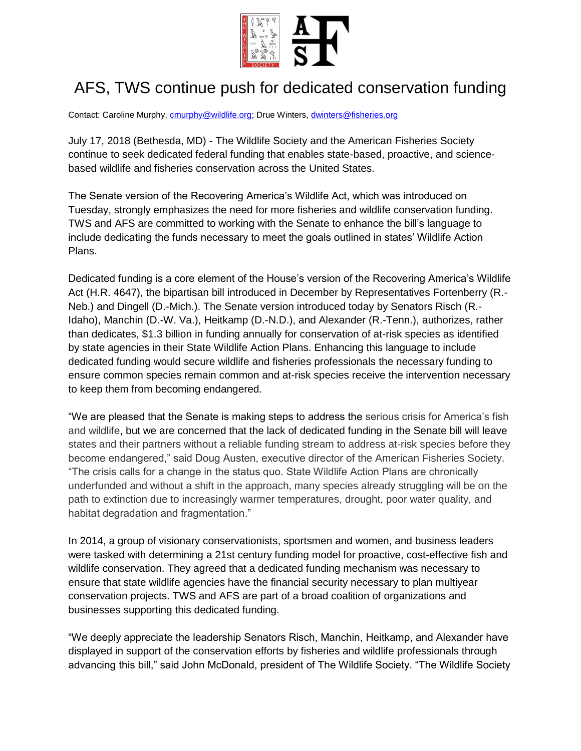# AFS, TWS continue push for dedicated conservation funding

Contact: Caroline Murphy, cmurphy@wildlife.org; Drue Winters, dwinters@fisheries.org

July 17, 2018 (Bethesda, MD) - The Wildlife Society and the American Fisheries Society continue to seek dedicated federal funding that enables state-based, proactive, and science-based wildlife and fisheries conservation across the United States.

The Senate version of the Recovering America's Wildlife Act, which was introduced on Tuesday, strongly emphasizes the need for more fisheries and wildlife conservation funding. TWS and AFS are committed to working with the Senate to enhance the bill's language to include dedicating the funds necessary to meet the goals outlined in states' Wildlife Action Plans.

Dedicated funding is a core element of the House's version of the Recovering America's Wildlife Act (H.R. 4647), the bipartisan bill introduced in December by Representatives Fortenberry (R.-Neb.) and Dingell (D.-Mich.). The Senate version introduced today by Senators Risch (R.-Idaho), Manchin (D.-W. Va.), Heitkamp (D.-N.D.), and Alexander (R.-Tenn.), authorizes, rather than dedicates, $1.3 billion in funding annually for conservation of at-risk species as identified by state agencies in their State Wildlife Action Plans. Enhancing this language to include dedicated funding would secure wildlife and fisheries professionals the necessary funding to ensure common species remain common and at-risk species receive the intervention necessary to keep them from becoming endangered.

"We are pleased that the Senate is making steps to address the serious crisis for America's fish and wildlife, but we are concerned that the lack of dedicated funding in the Senate bill will leave states and their partners without a reliable funding stream to address at-risk species before they become endangered," said Doug Austen, executive director of the American Fisheries Society. "The crisis calls for a change in the status quo. State Wildlife Action Plans are chronically underfunded and without a shift in the approach, many species already struggling will be on the path to extinction due to increasingly warmer temperatures, drought, poor water quality, and habitat degradation and fragmentation."

In 2014, a group of visionary conservationists, sportsmen and women, and business leaders were tasked with determining a 21st century funding model for proactive, cost-effective fish and wildlife conservation. They agreed that a dedicated funding mechanism was necessary to ensure that state wildlife agencies have the financial security necessary to plan multiyear conservation projects. TWS and AFS are part of a broad coalition of organizations and businesses supporting this dedicated funding.

"We deeply appreciate the leadership Senators Risch, Manchin, Heitkamp, and Alexander have displayed in support of the conservation efforts by fisheries and wildlife professionals through advancing this bill," said John McDonald, president of The Wildlife Society. "The Wildlife Society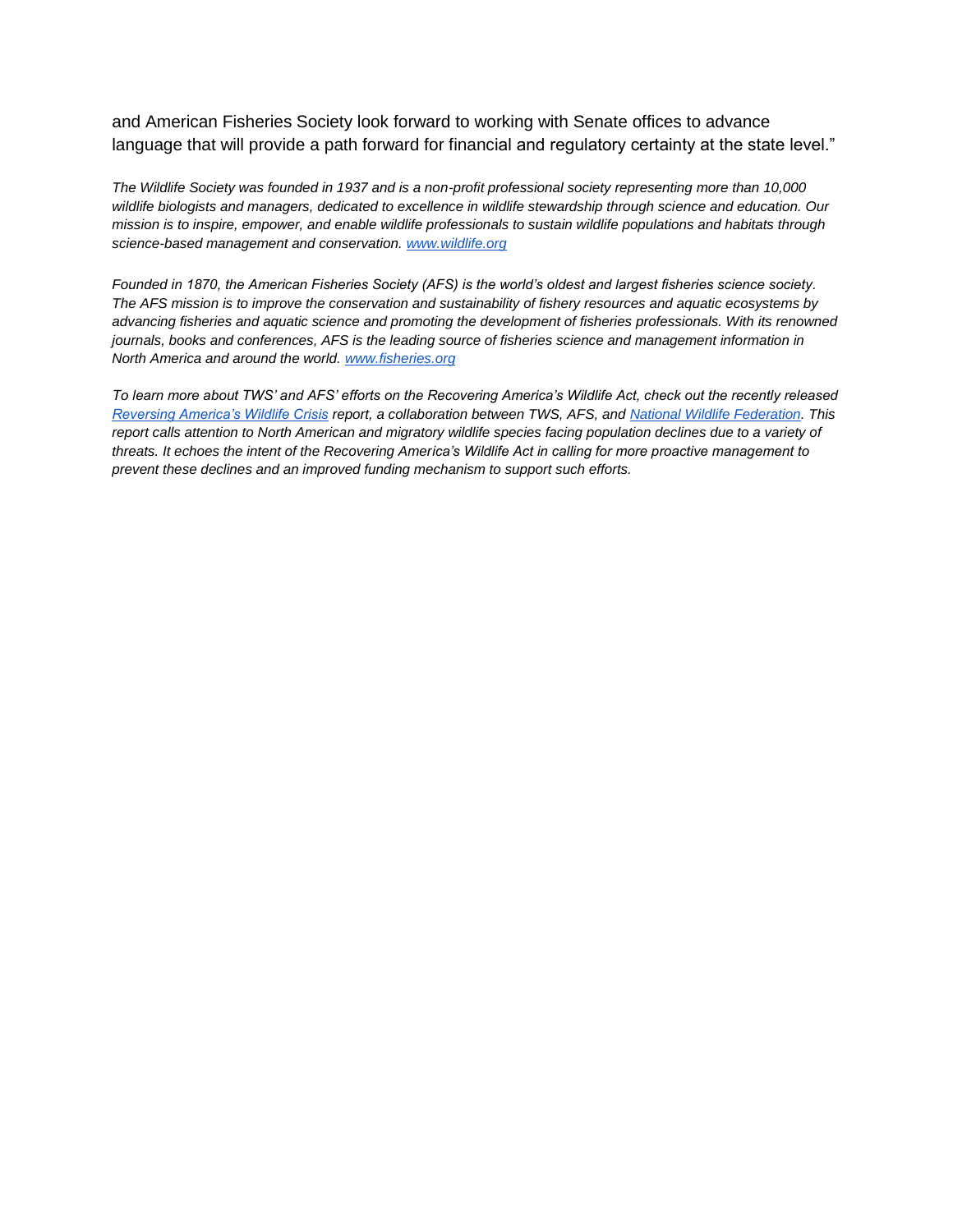and American Fisheries Society look forward to working with Senate offices to advance language that will provide a path forward for financial and regulatory certainty at the state level."

*The Wildlife Society was founded in 1937 and is a non-profit professional society representing more than 10,000 wildlife biologists and managers, dedicated to excellence in wildlife stewardship through science and education. Our mission is to inspire, empower, and enable wildlife professionals to sustain wildlife populations and habitats through science-based management and conservation. www.wildlife.org*

*Founded in 1870, the American Fisheries Society (AFS) is the world's oldest and largest fisheries science society. The AFS mission is to improve the conservation and sustainability of fishery resources and aquatic ecosystems by advancing fisheries and aquatic science and promoting the development of fisheries professionals. With its renowned journals, books and conferences, AFS is the leading source of fisheries science and management information in North America and around the world. www.fisheries.org*

*To learn more about TWS' and AFS' efforts on the Recovering America's Wildlife Act, check out the recently released Reversing America's Wildlife Crisis report, a collaboration between TWS, AFS, and National Wildlife Federation. This report calls attention to North American and migratory wildlife species facing population declines due to a variety of threats. It echoes the intent of the Recovering America's Wildlife Act in calling for more proactive management to prevent these declines and an improved funding mechanism to support such efforts.*